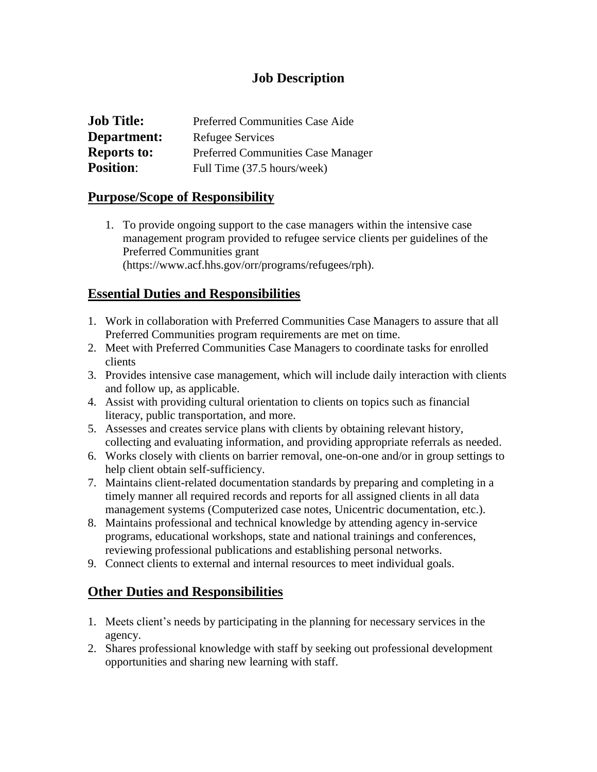# Job Description

**Job Title:** Preferred Communities Case Aide
**Department:** Refugee Services
**Reports to:** Preferred Communities Case Manager
**Position**: Full Time (37.5 hours/week)

## Purpose/Scope of Responsibility

1. To provide ongoing support to the case managers within the intensive case management program provided to refugee service clients per guidelines of the Preferred Communities grant (https://www.acf.hhs.gov/orr/programs/refugees/rph).

## Essential Duties and Responsibilities

1. Work in collaboration with Preferred Communities Case Managers to assure that all Preferred Communities program requirements are met on time.
2. Meet with Preferred Communities Case Managers to coordinate tasks for enrolled clients
3. Provides intensive case management, which will include daily interaction with clients and follow up, as applicable.
4. Assist with providing cultural orientation to clients on topics such as financial literacy, public transportation, and more.
5. Assesses and creates service plans with clients by obtaining relevant history, collecting and evaluating information, and providing appropriate referrals as needed.
6. Works closely with clients on barrier removal, one-on-one and/or in group settings to help client obtain self-sufficiency.
7. Maintains client-related documentation standards by preparing and completing in a timely manner all required records and reports for all assigned clients in all data management systems (Computerized case notes, Unicentric documentation, etc.).
8. Maintains professional and technical knowledge by attending agency in-service programs, educational workshops, state and national trainings and conferences, reviewing professional publications and establishing personal networks.
9. Connect clients to external and internal resources to meet individual goals.

## Other Duties and Responsibilities

1. Meets client's needs by participating in the planning for necessary services in the agency.
2. Shares professional knowledge with staff by seeking out professional development opportunities and sharing new learning with staff.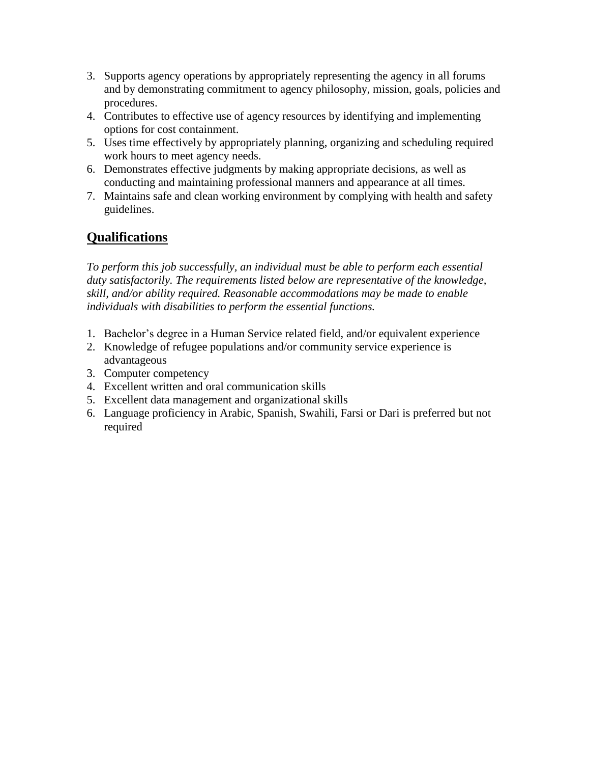3. Supports agency operations by appropriately representing the agency in all forums and by demonstrating commitment to agency philosophy, mission, goals, policies and procedures.
4. Contributes to effective use of agency resources by identifying and implementing options for cost containment.
5. Uses time effectively by appropriately planning, organizing and scheduling required work hours to meet agency needs.
6. Demonstrates effective judgments by making appropriate decisions, as well as conducting and maintaining professional manners and appearance at all times.
7. Maintains safe and clean working environment by complying with health and safety guidelines.

## Qualifications

*To perform this job successfully, an individual must be able to perform each essential duty satisfactorily. The requirements listed below are representative of the knowledge, skill, and/or ability required. Reasonable accommodations may be made to enable individuals with disabilities to perform the essential functions.*

1. Bachelor's degree in a Human Service related field, and/or equivalent experience
2. Knowledge of refugee populations and/or community service experience is advantageous
3. Computer competency
4. Excellent written and oral communication skills
5. Excellent data management and organizational skills
6. Language proficiency in Arabic, Spanish, Swahili, Farsi or Dari is preferred but not required